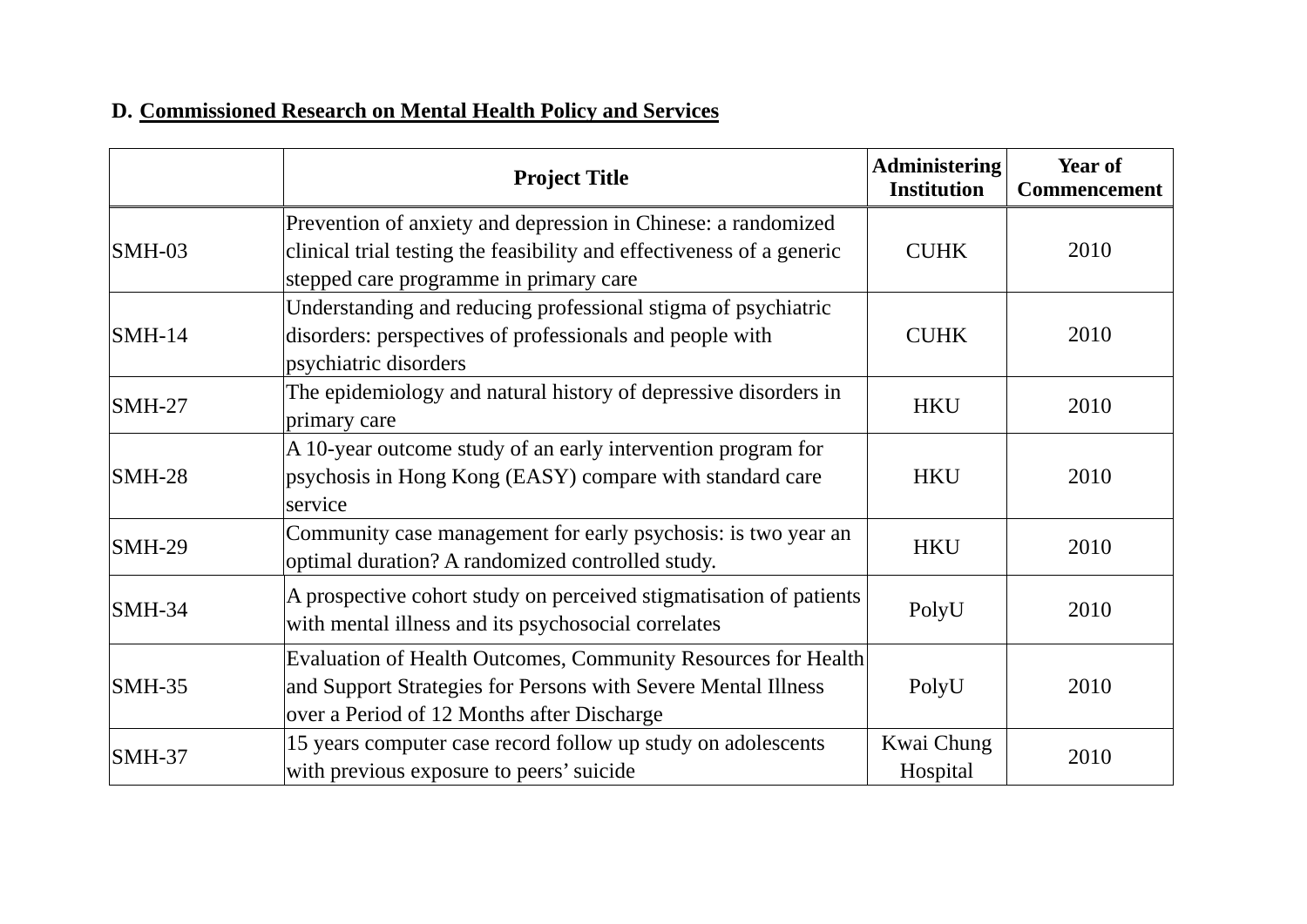**D. Commissioned Research on Mental Health Policy and Services**

| | Project Title | Administering Institution | Year of Commencement |
|---|---|---|---|
| SMH-03 | Prevention of anxiety and depression in Chinese: a randomized clinical trial testing the feasibility and effectiveness of a generic stepped care programme in primary care | CUHK | 2010 |
| SMH-14 | Understanding and reducing professional stigma of psychiatric disorders: perspectives of professionals and people with psychiatric disorders | CUHK | 2010 |
| SMH-27 | The epidemiology and natural history of depressive disorders in primary care | HKU | 2010 |
| SMH-28 | A 10-year outcome study of an early intervention program for psychosis in Hong Kong (EASY) compare with standard care service | HKU | 2010 |
| SMH-29 | Community case management for early psychosis: is two year an optimal duration? A randomized controlled study. | HKU | 2010 |
| SMH-34 | A prospective cohort study on perceived stigmatisation of patients with mental illness and its psychosocial correlates | PolyU | 2010 |
| SMH-35 | Evaluation of Health Outcomes, Community Resources for Health and Support Strategies for Persons with Severe Mental Illness over a Period of 12 Months after Discharge | PolyU | 2010 |
| SMH-37 | 15 years computer case record follow up study on adolescents with previous exposure to peers' suicide | Kwai Chung Hospital | 2010 |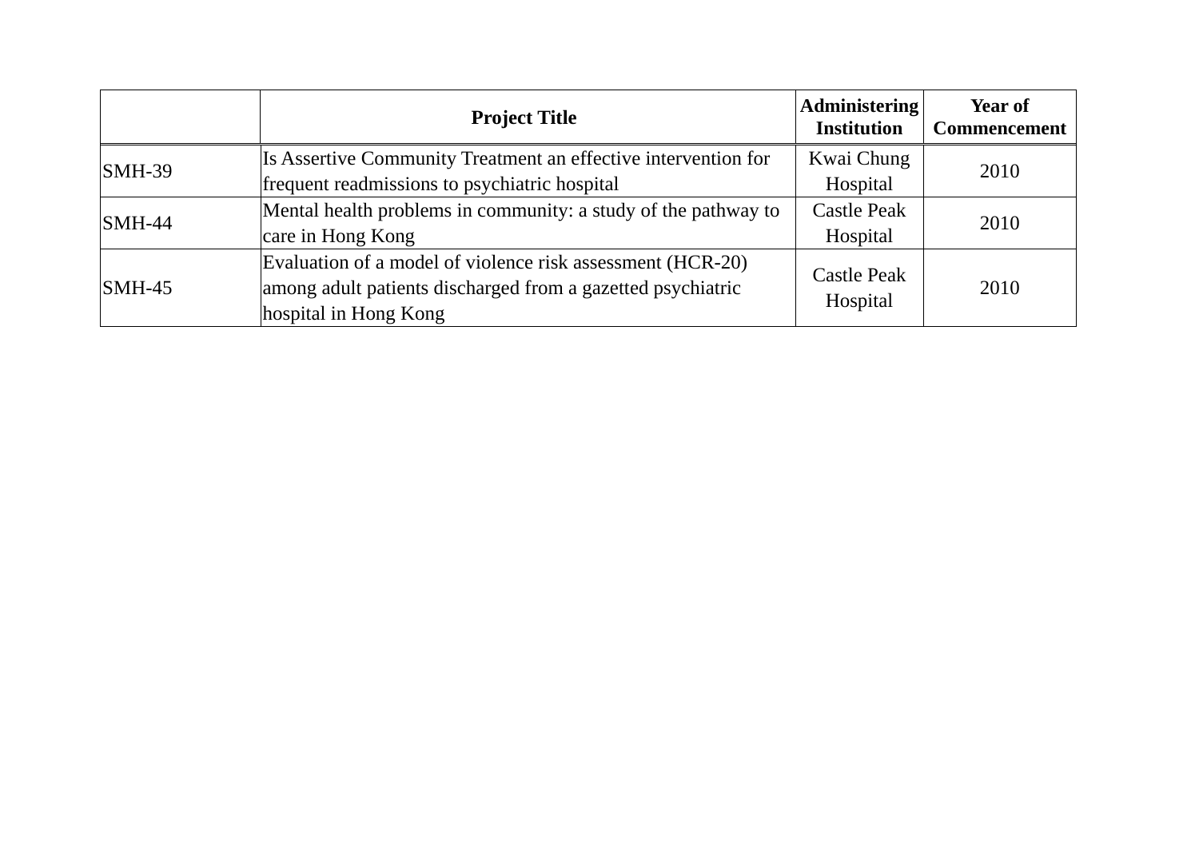| | Project Title | Administering Institution | Year of Commencement |
|---|---|---|---|
| SMH-39 | Is Assertive Community Treatment an effective intervention for frequent readmissions to psychiatric hospital | Kwai Chung Hospital | 2010 |
| SMH-44 | Mental health problems in community: a study of the pathway to care in Hong Kong | Castle Peak Hospital | 2010 |
| SMH-45 | Evaluation of a model of violence risk assessment (HCR-20) among adult patients discharged from a gazetted psychiatric hospital in Hong Kong | Castle Peak Hospital | 2010 |